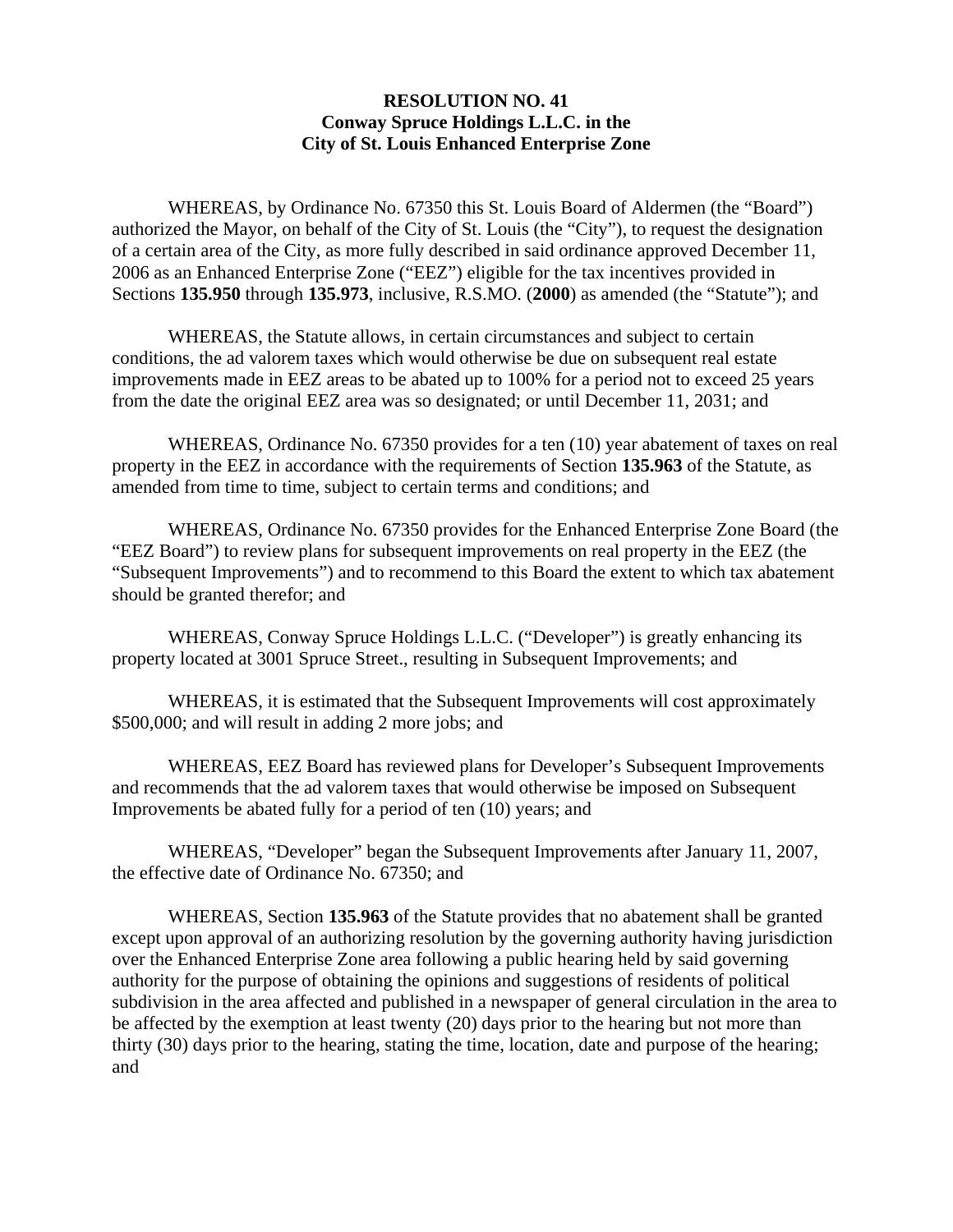**RESOLUTION NO. 41**
**Conway Spruce Holdings L.L.C. in the**
**City of St. Louis Enhanced Enterprise Zone**

WHEREAS, by Ordinance No. 67350 this St. Louis Board of Aldermen (the "Board") authorized the Mayor, on behalf of the City of St. Louis (the "City"), to request the designation of a certain area of the City, as more fully described in said ordinance approved December 11, 2006 as an Enhanced Enterprise Zone ("EEZ") eligible for the tax incentives provided in Sections **135.950** through **135.973**, inclusive, R.S.MO. (**2000**) as amended (the "Statute"); and

WHEREAS, the Statute allows, in certain circumstances and subject to certain conditions, the ad valorem taxes which would otherwise be due on subsequent real estate improvements made in EEZ areas to be abated up to 100% for a period not to exceed 25 years from the date the original EEZ area was so designated; or until December 11, 2031; and

WHEREAS, Ordinance No. 67350 provides for a ten (10) year abatement of taxes on real property in the EEZ in accordance with the requirements of Section **135.963** of the Statute, as amended from time to time, subject to certain terms and conditions; and

WHEREAS, Ordinance No. 67350 provides for the Enhanced Enterprise Zone Board (the "EEZ Board") to review plans for subsequent improvements on real property in the EEZ (the "Subsequent Improvements") and to recommend to this Board the extent to which tax abatement should be granted therefor; and

WHEREAS, Conway Spruce Holdings L.L.C. ("Developer") is greatly enhancing its property located at 3001 Spruce Street., resulting in Subsequent Improvements; and

WHEREAS, it is estimated that the Subsequent Improvements will cost approximately $500,000; and will result in adding 2 more jobs; and

WHEREAS, EEZ Board has reviewed plans for Developer's Subsequent Improvements and recommends that the ad valorem taxes that would otherwise be imposed on Subsequent Improvements be abated fully for a period of ten (10) years; and

WHEREAS, "Developer" began the Subsequent Improvements after January 11, 2007, the effective date of Ordinance No. 67350; and

WHEREAS, Section **135.963** of the Statute provides that no abatement shall be granted except upon approval of an authorizing resolution by the governing authority having jurisdiction over the Enhanced Enterprise Zone area following a public hearing held by said governing authority for the purpose of obtaining the opinions and suggestions of residents of political subdivision in the area affected and published in a newspaper of general circulation in the area to be affected by the exemption at least twenty (20) days prior to the hearing but not more than thirty (30) days prior to the hearing, stating the time, location, date and purpose of the hearing; and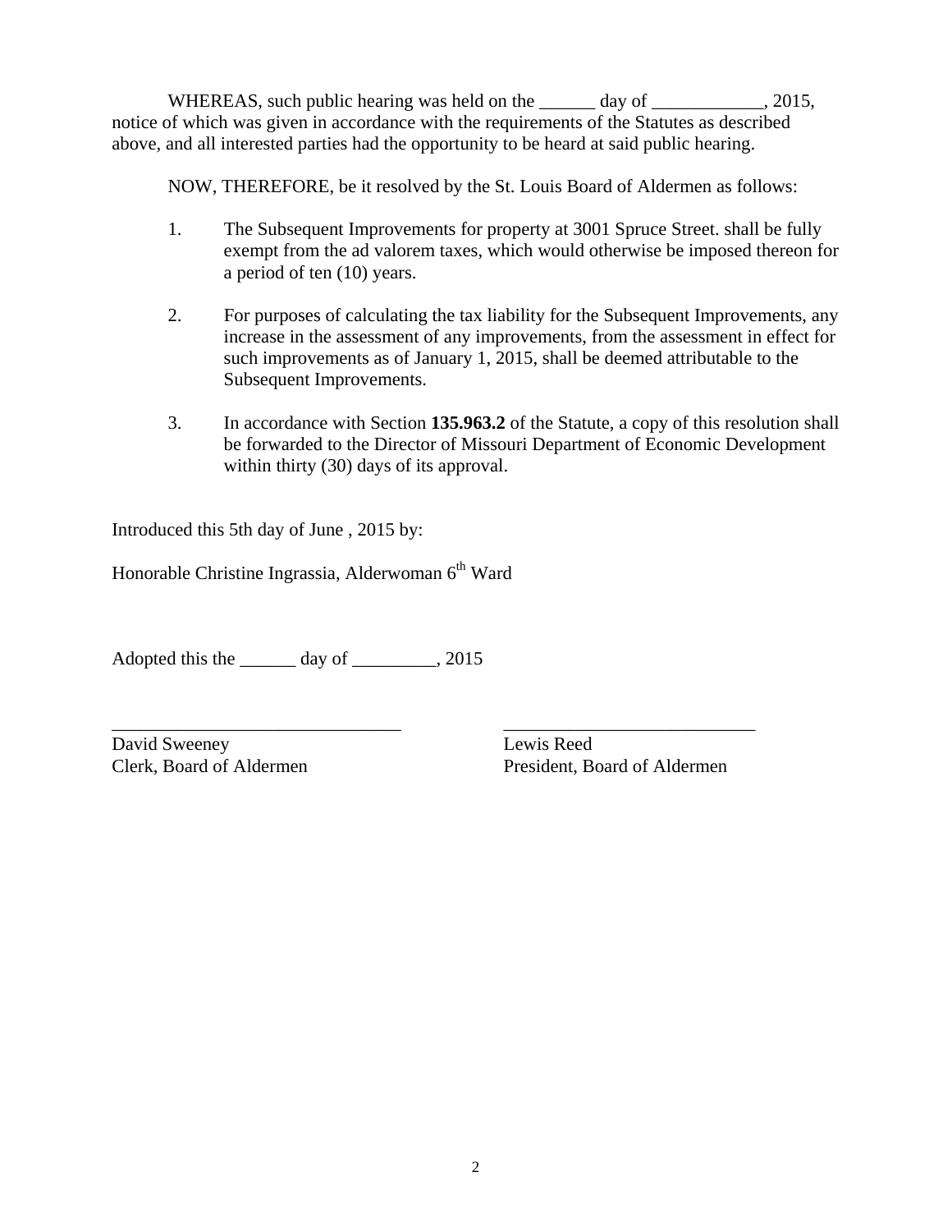WHEREAS, such public hearing was held on the ______ day of ____________, 2015, notice of which was given in accordance with the requirements of the Statutes as described above, and all interested parties had the opportunity to be heard at said public hearing.

NOW, THEREFORE, be it resolved by the St. Louis Board of Aldermen as follows:

1. The Subsequent Improvements for property at 3001 Spruce Street. shall be fully exempt from the ad valorem taxes, which would otherwise be imposed thereon for a period of ten (10) years.

2. For purposes of calculating the tax liability for the Subsequent Improvements, any increase in the assessment of any improvements, from the assessment in effect for such improvements as of January 1, 2015, shall be deemed attributable to the Subsequent Improvements.

3. In accordance with Section **135.963.2** of the Statute, a copy of this resolution shall be forwarded to the Director of Missouri Department of Economic Development within thirty (30) days of its approval.

Introduced this 5th day of June , 2015 by:

Honorable Christine Ingrassia, Alderwoman 6th Ward

Adopted this the ______ day of _________, 2015

_______________________________ 
David Sweeney 
Clerk, Board of Aldermen

___________________________ 
Lewis Reed 
President, Board of Aldermen